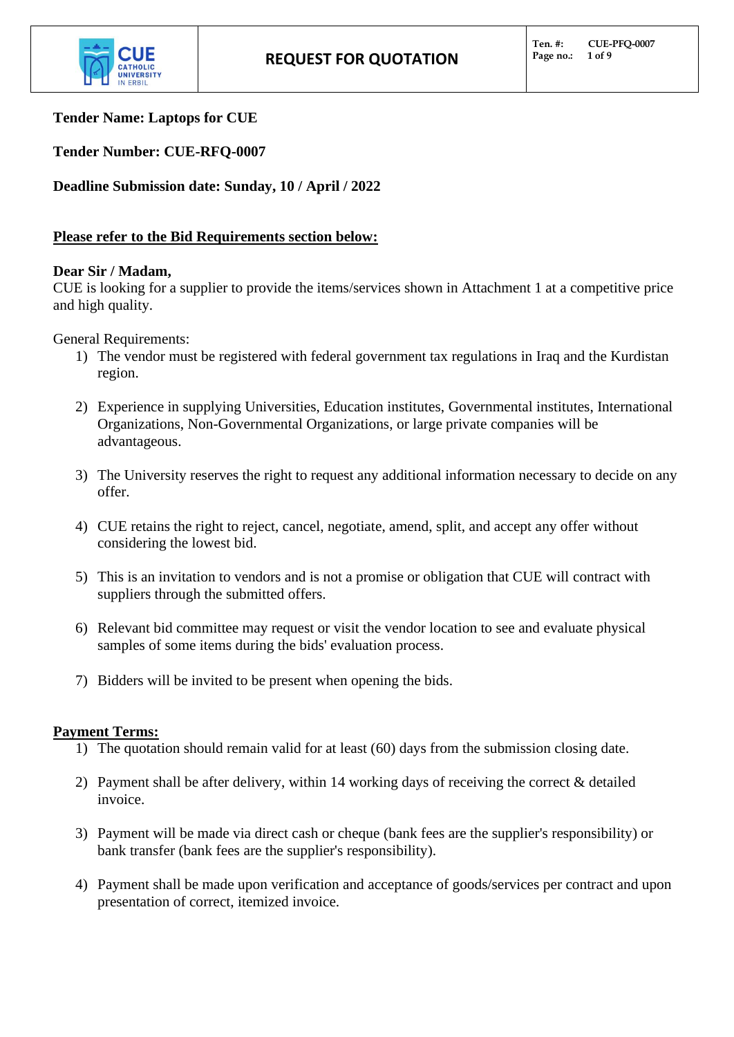# REQUEST FOR QUOTATION

**Tender Name: Laptops for CUE**

**Tender Number: CUE-RFQ-0007**

**Deadline Submission date: Sunday, 10 / April / 2022**

**<u>Please refer to the Bid Requirements section below:</u>**

**Dear Sir / Madam,**
CUE is looking for a supplier to provide the items/services shown in Attachment 1 at a competitive price and high quality.

General Requirements:

1) The vendor must be registered with federal government tax regulations in Iraq and the Kurdistan region.
2) Experience in supplying Universities, Education institutes, Governmental institutes, International Organizations, Non-Governmental Organizations, or large private companies will be advantageous.
3) The University reserves the right to request any additional information necessary to decide on any offer.
4) CUE retains the right to reject, cancel, negotiate, amend, split, and accept any offer without considering the lowest bid.
5) This is an invitation to vendors and is not a promise or obligation that CUE will contract with suppliers through the submitted offers.
6) Relevant bid committee may request or visit the vendor location to see and evaluate physical samples of some items during the bids' evaluation process.
7) Bidders will be invited to be present when opening the bids.

**<u>Payment Terms:</u>**

1) The quotation should remain valid for at least (60) days from the submission closing date.
2) Payment shall be after delivery, within 14 working days of receiving the correct & detailed invoice.
3) Payment will be made via direct cash or cheque (bank fees are the supplier's responsibility) or bank transfer (bank fees are the supplier's responsibility).
4) Payment shall be made upon verification and acceptance of goods/services per contract and upon presentation of correct, itemized invoice.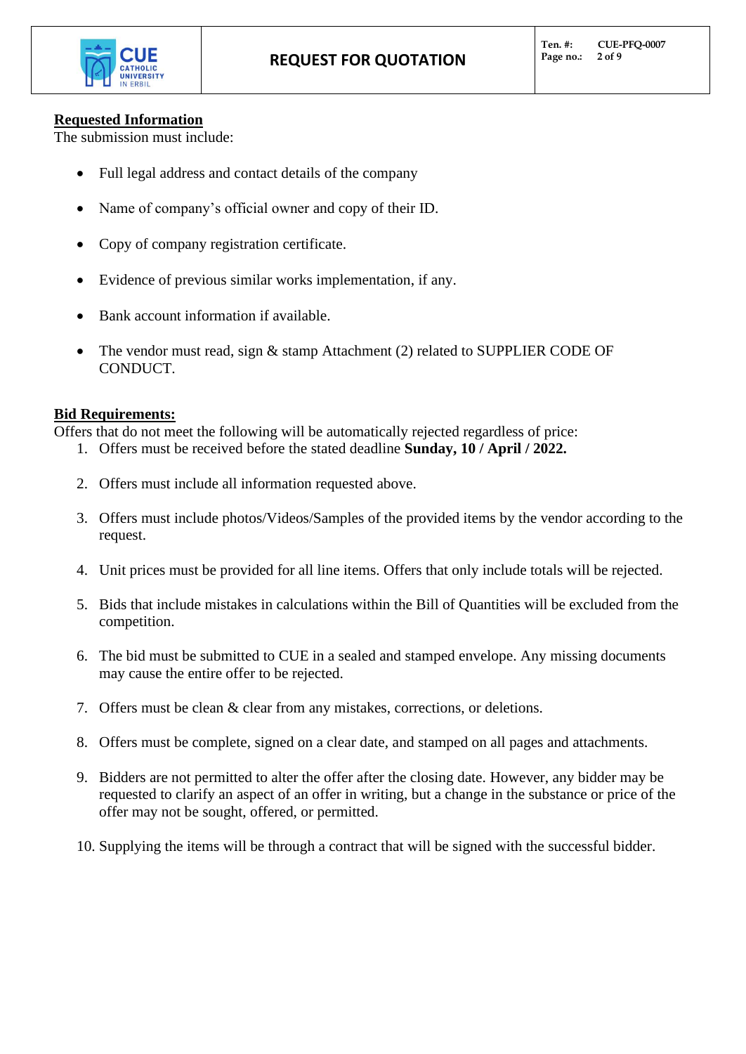**Requested Information**

The submission must include:

- Full legal address and contact details of the company
- Name of company's official owner and copy of their ID.
- Copy of company registration certificate.
- Evidence of previous similar works implementation, if any.
- Bank account information if available.
- The vendor must read, sign & stamp Attachment (2) related to SUPPLIER CODE OF CONDUCT.

**Bid Requirements:**

Offers that do not meet the following will be automatically rejected regardless of price:

1. Offers must be received before the stated deadline **Sunday, 10 / April / 2022.**
2. Offers must include all information requested above.
3. Offers must include photos/Videos/Samples of the provided items by the vendor according to the request.
4. Unit prices must be provided for all line items. Offers that only include totals will be rejected.
5. Bids that include mistakes in calculations within the Bill of Quantities will be excluded from the competition.
6. The bid must be submitted to CUE in a sealed and stamped envelope. Any missing documents may cause the entire offer to be rejected.
7. Offers must be clean & clear from any mistakes, corrections, or deletions.
8. Offers must be complete, signed on a clear date, and stamped on all pages and attachments.
9. Bidders are not permitted to alter the offer after the closing date. However, any bidder may be requested to clarify an aspect of an offer in writing, but a change in the substance or price of the offer may not be sought, offered, or permitted.
10. Supplying the items will be through a contract that will be signed with the successful bidder.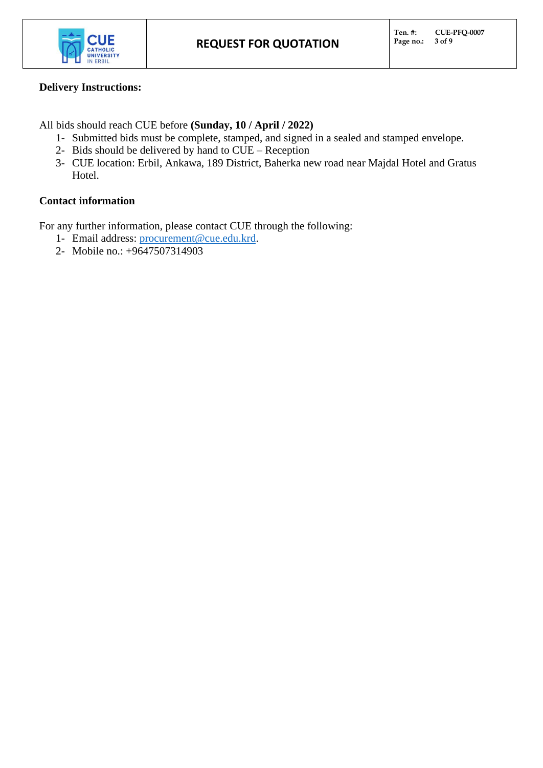**Delivery Instructions:**

All bids should reach CUE before **(Sunday, 10 / April / 2022)**

1- Submitted bids must be complete, stamped, and signed in a sealed and stamped envelope.
2- Bids should be delivered by hand to CUE – Reception
3- CUE location: Erbil, Ankawa, 189 District, Baherka new road near Majdal Hotel and Gratus Hotel.

**Contact information**

For any further information, please contact CUE through the following:

1- Email address: procurement@cue.edu.krd.
2- Mobile no.: +9647507314903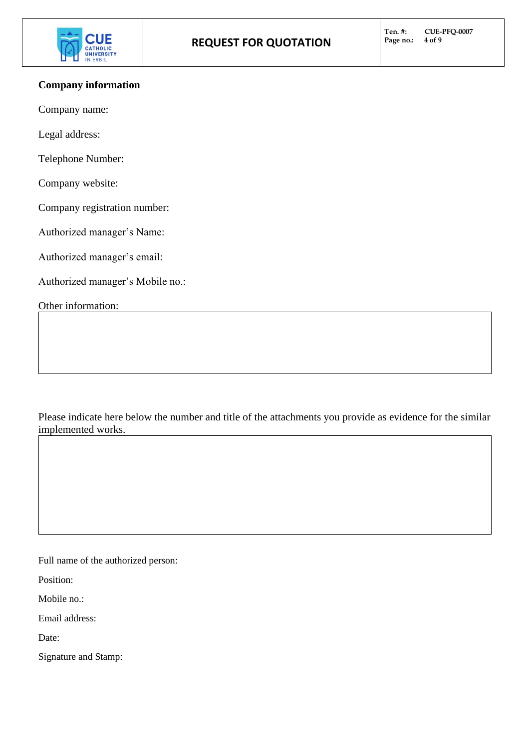**Company information**

Company name:

Legal address:

Telephone Number:

Company website:

Company registration number:

Authorized manager's Name:

Authorized manager's email:

Authorized manager's Mobile no.:

Other information:

| |
|---|
| |

Please indicate here below the number and title of the attachments you provide as evidence for the similar implemented works.

| |
|---|
| |

Full name of the authorized person:

Position:

Mobile no.:

Email address:

Date:

Signature and Stamp: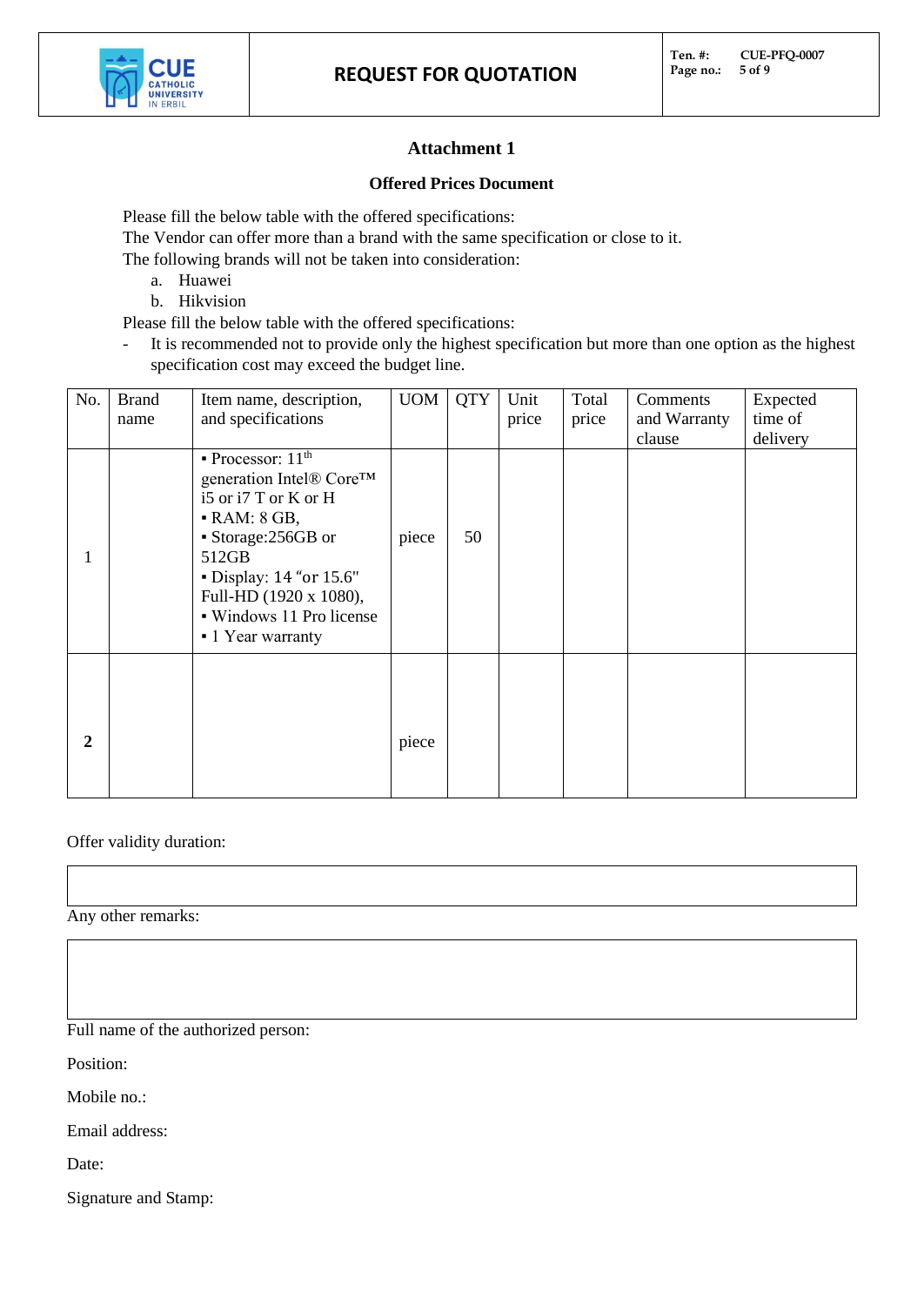## Attachment 1

### Offered Prices Document

Please fill the below table with the offered specifications:
The Vendor can offer more than a brand with the same specification or close to it.
The following brands will not be taken into consideration:

a. Huawei
b. Hikvision

Please fill the below table with the offered specifications:

- It is recommended not to provide only the highest specification but more than one option as the highest specification cost may exceed the budget line.

| No. | Brand name | Item name, description, and specifications | UOM | QTY | Unit price | Total price | Comments and Warranty clause | Expected time of delivery |
|---|---|---|---|---|---|---|---|---|
| 1 | | ▪ Processor: 11th generation Intel® Core™ i5 or i7 T or K or H<br>▪ RAM: 8 GB,<br>▪ Storage:256GB or 512GB<br>▪ Display: 14 "or 15.6" Full-HD (1920 x 1080),<br>▪ Windows 11 Pro license<br>▪ 1 Year warranty | piece | 50 | | | | |
| **2** | | | piece | | | | | |

Offer validity duration:

Any other remarks:

Full name of the authorized person:

Position:

Mobile no.:

Email address:

Date:

Signature and Stamp: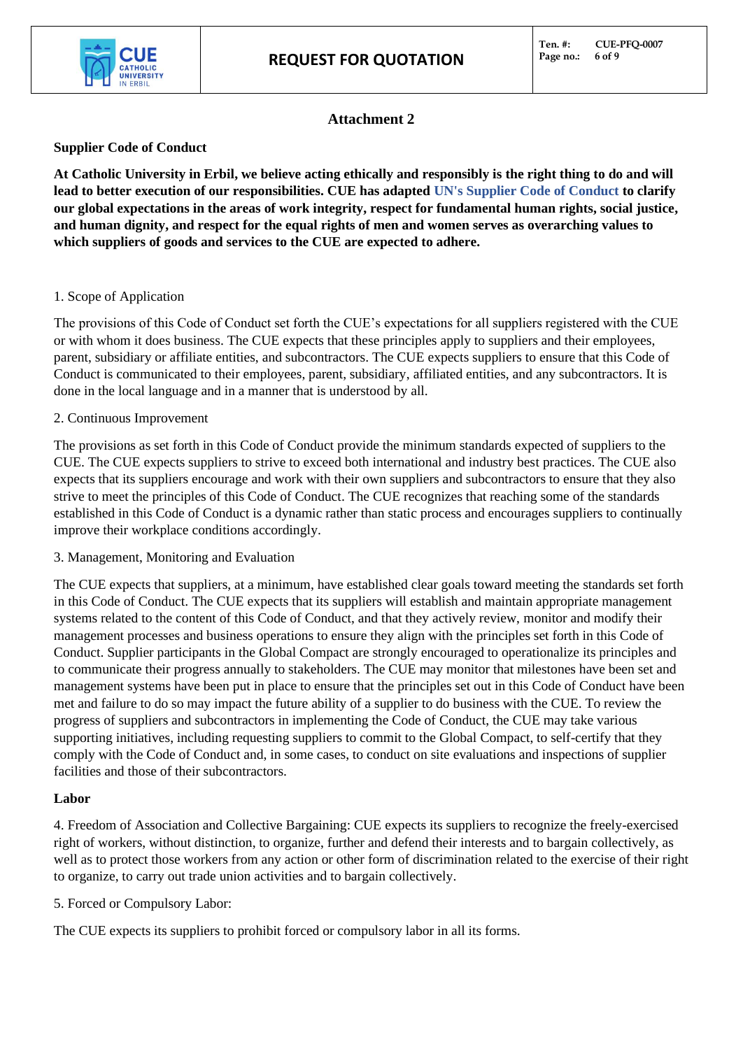## Attachment 2

**Supplier Code of Conduct**

**At Catholic University in Erbil, we believe acting ethically and responsibly is the right thing to do and will lead to better execution of our responsibilities. CUE has adapted UN's Supplier Code of Conduct to clarify our global expectations in the areas of work integrity, respect for fundamental human rights, social justice, and human dignity, and respect for the equal rights of men and women serves as overarching values to which suppliers of goods and services to the CUE are expected to adhere.**

1. Scope of Application

The provisions of this Code of Conduct set forth the CUE's expectations for all suppliers registered with the CUE or with whom it does business. The CUE expects that these principles apply to suppliers and their employees, parent, subsidiary or affiliate entities, and subcontractors. The CUE expects suppliers to ensure that this Code of Conduct is communicated to their employees, parent, subsidiary, affiliated entities, and any subcontractors. It is done in the local language and in a manner that is understood by all.

2. Continuous Improvement

The provisions as set forth in this Code of Conduct provide the minimum standards expected of suppliers to the CUE. The CUE expects suppliers to strive to exceed both international and industry best practices. The CUE also expects that its suppliers encourage and work with their own suppliers and subcontractors to ensure that they also strive to meet the principles of this Code of Conduct. The CUE recognizes that reaching some of the standards established in this Code of Conduct is a dynamic rather than static process and encourages suppliers to continually improve their workplace conditions accordingly.

3. Management, Monitoring and Evaluation

The CUE expects that suppliers, at a minimum, have established clear goals toward meeting the standards set forth in this Code of Conduct. The CUE expects that its suppliers will establish and maintain appropriate management systems related to the content of this Code of Conduct, and that they actively review, monitor and modify their management processes and business operations to ensure they align with the principles set forth in this Code of Conduct. Supplier participants in the Global Compact are strongly encouraged to operationalize its principles and to communicate their progress annually to stakeholders. The CUE may monitor that milestones have been set and management systems have been put in place to ensure that the principles set out in this Code of Conduct have been met and failure to do so may impact the future ability of a supplier to do business with the CUE. To review the progress of suppliers and subcontractors in implementing the Code of Conduct, the CUE may take various supporting initiatives, including requesting suppliers to commit to the Global Compact, to self-certify that they comply with the Code of Conduct and, in some cases, to conduct on site evaluations and inspections of supplier facilities and those of their subcontractors.

**Labor**

4. Freedom of Association and Collective Bargaining: CUE expects its suppliers to recognize the freely-exercised right of workers, without distinction, to organize, further and defend their interests and to bargain collectively, as well as to protect those workers from any action or other form of discrimination related to the exercise of their right to organize, to carry out trade union activities and to bargain collectively.

5. Forced or Compulsory Labor:

The CUE expects its suppliers to prohibit forced or compulsory labor in all its forms.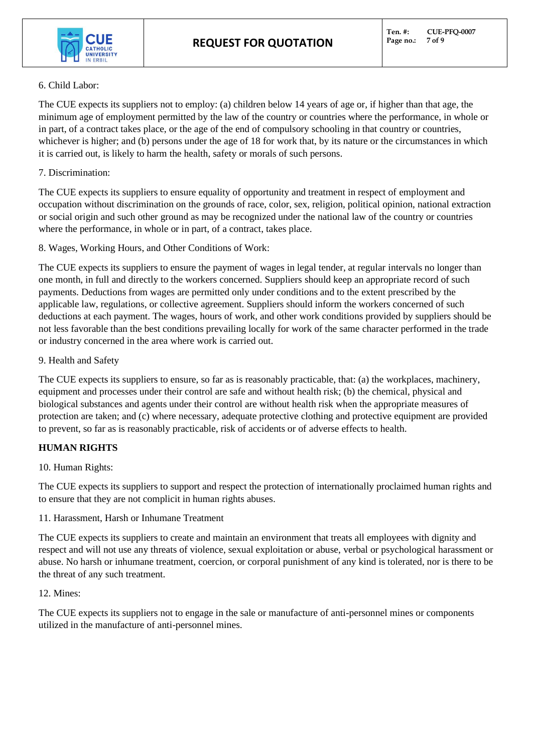6. Child Labor:

The CUE expects its suppliers not to employ: (a) children below 14 years of age or, if higher than that age, the minimum age of employment permitted by the law of the country or countries where the performance, in whole or in part, of a contract takes place, or the age of the end of compulsory schooling in that country or countries, whichever is higher; and (b) persons under the age of 18 for work that, by its nature or the circumstances in which it is carried out, is likely to harm the health, safety or morals of such persons.

7. Discrimination:

The CUE expects its suppliers to ensure equality of opportunity and treatment in respect of employment and occupation without discrimination on the grounds of race, color, sex, religion, political opinion, national extraction or social origin and such other ground as may be recognized under the national law of the country or countries where the performance, in whole or in part, of a contract, takes place.

8. Wages, Working Hours, and Other Conditions of Work:

The CUE expects its suppliers to ensure the payment of wages in legal tender, at regular intervals no longer than one month, in full and directly to the workers concerned. Suppliers should keep an appropriate record of such payments. Deductions from wages are permitted only under conditions and to the extent prescribed by the applicable law, regulations, or collective agreement. Suppliers should inform the workers concerned of such deductions at each payment. The wages, hours of work, and other work conditions provided by suppliers should be not less favorable than the best conditions prevailing locally for work of the same character performed in the trade or industry concerned in the area where work is carried out.

9. Health and Safety

The CUE expects its suppliers to ensure, so far as is reasonably practicable, that: (a) the workplaces, machinery, equipment and processes under their control are safe and without health risk; (b) the chemical, physical and biological substances and agents under their control are without health risk when the appropriate measures of protection are taken; and (c) where necessary, adequate protective clothing and protective equipment are provided to prevent, so far as is reasonably practicable, risk of accidents or of adverse effects to health.

**HUMAN RIGHTS**

10. Human Rights:

The CUE expects its suppliers to support and respect the protection of internationally proclaimed human rights and to ensure that they are not complicit in human rights abuses.

11. Harassment, Harsh or Inhumane Treatment

The CUE expects its suppliers to create and maintain an environment that treats all employees with dignity and respect and will not use any threats of violence, sexual exploitation or abuse, verbal or psychological harassment or abuse. No harsh or inhumane treatment, coercion, or corporal punishment of any kind is tolerated, nor is there to be the threat of any such treatment.

12. Mines:

The CUE expects its suppliers not to engage in the sale or manufacture of anti-personnel mines or components utilized in the manufacture of anti-personnel mines.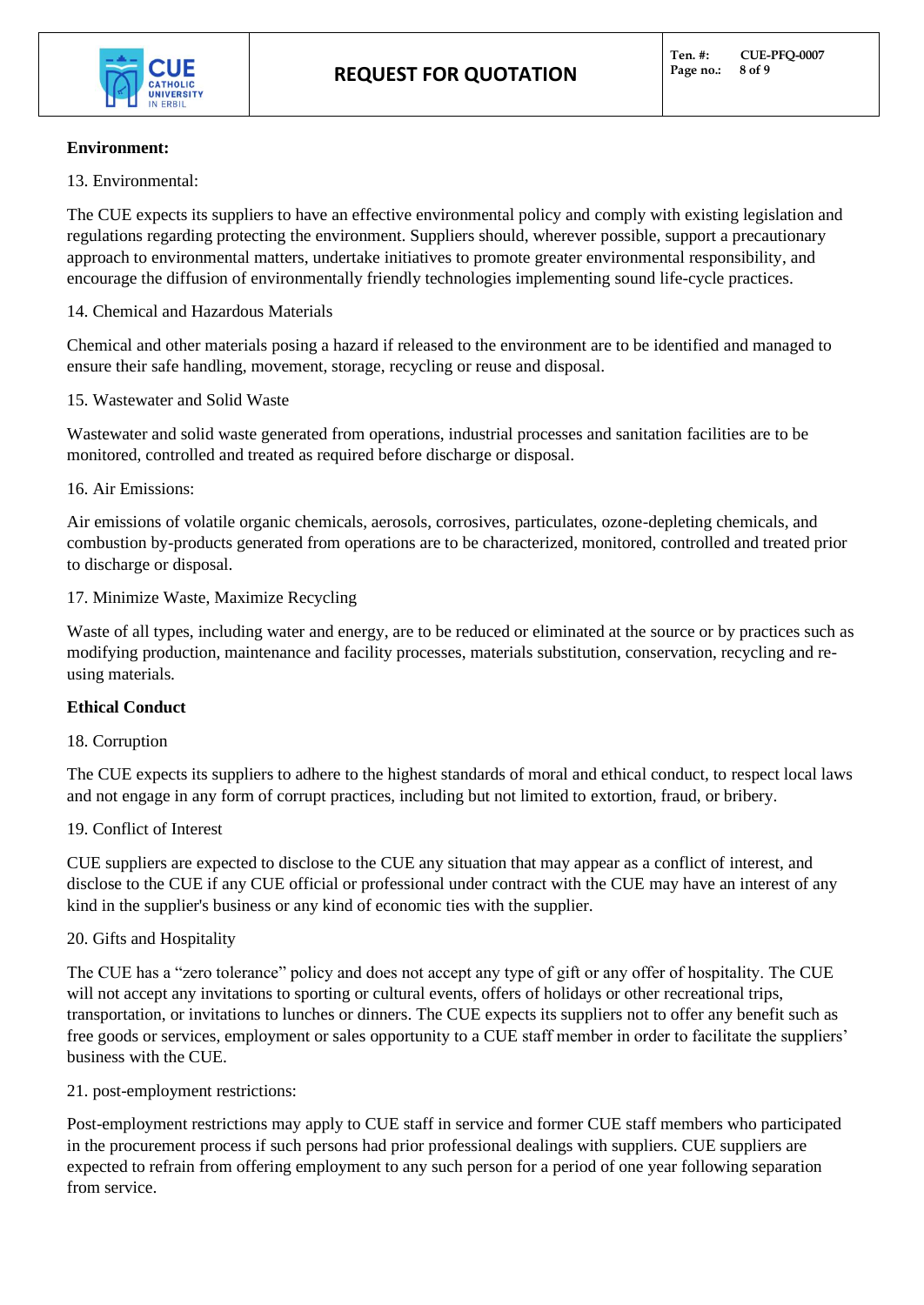**Environment:**

13. Environmental:

The CUE expects its suppliers to have an effective environmental policy and comply with existing legislation and regulations regarding protecting the environment. Suppliers should, wherever possible, support a precautionary approach to environmental matters, undertake initiatives to promote greater environmental responsibility, and encourage the diffusion of environmentally friendly technologies implementing sound life-cycle practices.

14. Chemical and Hazardous Materials

Chemical and other materials posing a hazard if released to the environment are to be identified and managed to ensure their safe handling, movement, storage, recycling or reuse and disposal.

15. Wastewater and Solid Waste

Wastewater and solid waste generated from operations, industrial processes and sanitation facilities are to be monitored, controlled and treated as required before discharge or disposal.

16. Air Emissions:

Air emissions of volatile organic chemicals, aerosols, corrosives, particulates, ozone-depleting chemicals, and combustion by-products generated from operations are to be characterized, monitored, controlled and treated prior to discharge or disposal.

17. Minimize Waste, Maximize Recycling

Waste of all types, including water and energy, are to be reduced or eliminated at the source or by practices such as modifying production, maintenance and facility processes, materials substitution, conservation, recycling and re-using materials.

**Ethical Conduct**

18. Corruption

The CUE expects its suppliers to adhere to the highest standards of moral and ethical conduct, to respect local laws and not engage in any form of corrupt practices, including but not limited to extortion, fraud, or bribery.

19. Conflict of Interest

CUE suppliers are expected to disclose to the CUE any situation that may appear as a conflict of interest, and disclose to the CUE if any CUE official or professional under contract with the CUE may have an interest of any kind in the supplier's business or any kind of economic ties with the supplier.

20. Gifts and Hospitality

The CUE has a “zero tolerance” policy and does not accept any type of gift or any offer of hospitality. The CUE will not accept any invitations to sporting or cultural events, offers of holidays or other recreational trips, transportation, or invitations to lunches or dinners. The CUE expects its suppliers not to offer any benefit such as free goods or services, employment or sales opportunity to a CUE staff member in order to facilitate the suppliers’ business with the CUE.

21. post-employment restrictions:

Post-employment restrictions may apply to CUE staff in service and former CUE staff members who participated in the procurement process if such persons had prior professional dealings with suppliers. CUE suppliers are expected to refrain from offering employment to any such person for a period of one year following separation from service.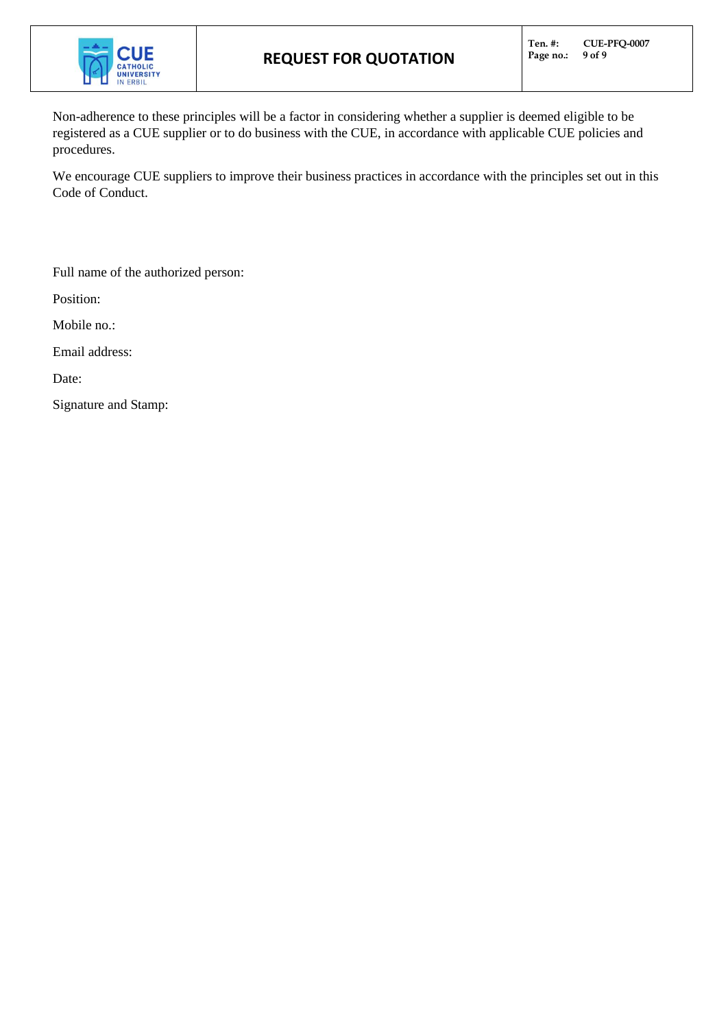Non-adherence to these principles will be a factor in considering whether a supplier is deemed eligible to be registered as a CUE supplier or to do business with the CUE, in accordance with applicable CUE policies and procedures.

We encourage CUE suppliers to improve their business practices in accordance with the principles set out in this Code of Conduct.

Full name of the authorized person:

Position:

Mobile no.:

Email address:

Date:

Signature and Stamp: